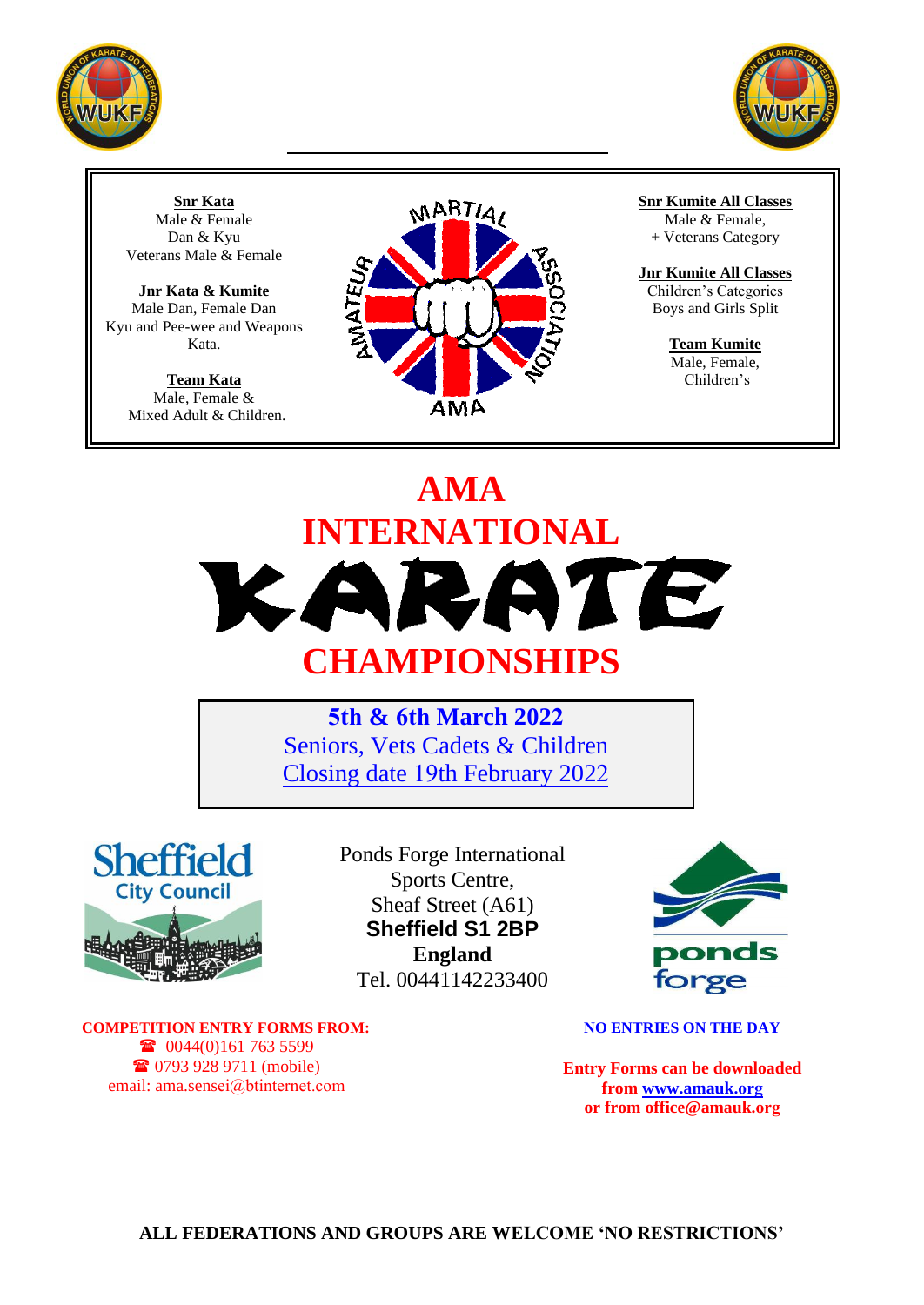**Snr Kata**
Male & Female
Dan & Kyu
Veterans Male & Female

**Jnr Kata & Kumite**
Male Dan, Female Dan
Kyu and Pee-wee and Weapons Kata.

**Team Kata**
Male, Female &
Mixed Adult & Children.

**Snr Kumite All Classes**
Male & Female,
+ Veterans Category

**Jnr Kumite All Classes**
Children's Categories
Boys and Girls Split

**Team Kumite**
Male, Female,
Children's

# AMA INTERNATIONAL KARATE CHAMPIONSHIPS

**5th & 6th March 2022**
Seniors, Vets Cadets & Children
Closing date 19th February 2022

Ponds Forge International
Sports Centre,
Sheaf Street (A61)
**Sheffield S1 2BP**
**England**
Tel. 00441142233400

**COMPETITION ENTRY FORMS FROM:**
☎ 0044(0)161 763 5599
☎ 0793 928 9711 (mobile)
email: ama.sensei@btinternet.com

**NO ENTRIES ON THE DAY**

**Entry Forms can be downloaded from www.amauk.org or from office@amauk.org**

**ALL FEDERATIONS AND GROUPS ARE WELCOME 'NO RESTRICTIONS'**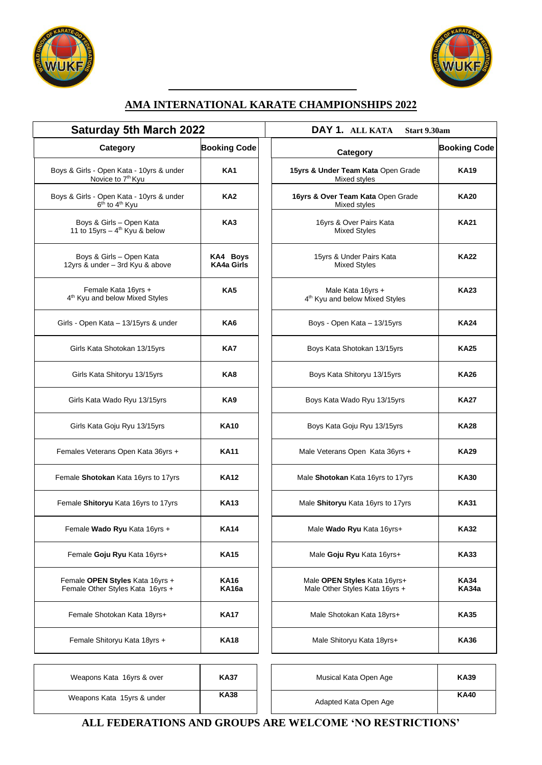## AMA INTERNATIONAL KARATE CHAMPIONSHIPS 2022

**Saturday 5th March 2022** — **DAY 1. ALL KATA** Start 9.30am

| Category | Booking Code |
|---|---|
| Boys & Girls - Open Kata - 10yrs & under Novice to 7th Kyu | **KA1** |
| Boys & Girls - Open Kata - 10yrs & under 6th to 4th Kyu | **KA2** |
| Boys & Girls – Open Kata 11 to 15yrs – 4th Kyu & below | **KA3** |
| Boys & Girls – Open Kata 12yrs & under – 3rd Kyu & above | **KA4 Boys KA4a Girls** |
| Female Kata 16yrs + 4th Kyu and below Mixed Styles | **KA5** |
| Girls - Open Kata – 13/15yrs & under | **KA6** |
| Girls Kata Shotokan 13/15yrs | **KA7** |
| Girls Kata Shitoryu 13/15yrs | **KA8** |
| Girls Kata Wado Ryu 13/15yrs | **KA9** |
| Girls Kata Goju Ryu 13/15yrs | **KA10** |
| Females Veterans Open Kata 36yrs + | **KA11** |
| Female **Shotokan** Kata 16yrs to 17yrs | **KA12** |
| Female **Shitoryu** Kata 16yrs to 17yrs | **KA13** |
| Female **Wado Ryu** Kata 16yrs + | **KA14** |
| Female **Goju Ryu** Kata 16yrs+ | **KA15** |
| Female **OPEN Styles** Kata 16yrs + Female Other Styles Kata 16yrs + | **KA16 KA16a** |
| Female Shotokan Kata 18yrs+ | **KA17** |
| Female Shitoryu Kata 18yrs + | **KA18** |

| Category | Booking Code |
|---|---|
| **15yrs & Under Team Kata** Open Grade Mixed styles | **KA19** |
| **16yrs & Over Team Kata** Open Grade Mixed styles | **KA20** |
| 16yrs & Over Pairs Kata Mixed Styles | **KA21** |
| 15yrs & Under Pairs Kata Mixed Styles | **KA22** |
| Male Kata 16yrs + 4th Kyu and below Mixed Styles | **KA23** |
| Boys - Open Kata – 13/15yrs | **KA24** |
| Boys Kata Shotokan 13/15yrs | **KA25** |
| Boys Kata Shitoryu 13/15yrs | **KA26** |
| Boys Kata Wado Ryu 13/15yrs | **KA27** |
| Boys Kata Goju Ryu 13/15yrs | **KA28** |
| Male Veterans Open Kata 36yrs + | **KA29** |
| Male **Shotokan** Kata 16yrs to 17yrs | **KA30** |
| Male **Shitoryu** Kata 16yrs to 17yrs | **KA31** |
| Male **Wado Ryu** Kata 16yrs+ | **KA32** |
| Male **Goju Ryu** Kata 16yrs+ | **KA33** |
| Male **OPEN Styles** Kata 16yrs+ Male Other Styles Kata 16yrs + | **KA34 KA34a** |
| Male Shotokan Kata 18yrs+ | **KA35** |
| Male Shitoryu Kata 18yrs+ | **KA36** |

| Category | Booking Code |
|---|---|
| Weapons Kata 16yrs & over | **KA37** |
| Weapons Kata 15yrs & under | **KA38** |
| Musical Kata Open Age | **KA39** |
| Adapted Kata Open Age | **KA40** |

**ALL FEDERATIONS AND GROUPS ARE WELCOME 'NO RESTRICTIONS'**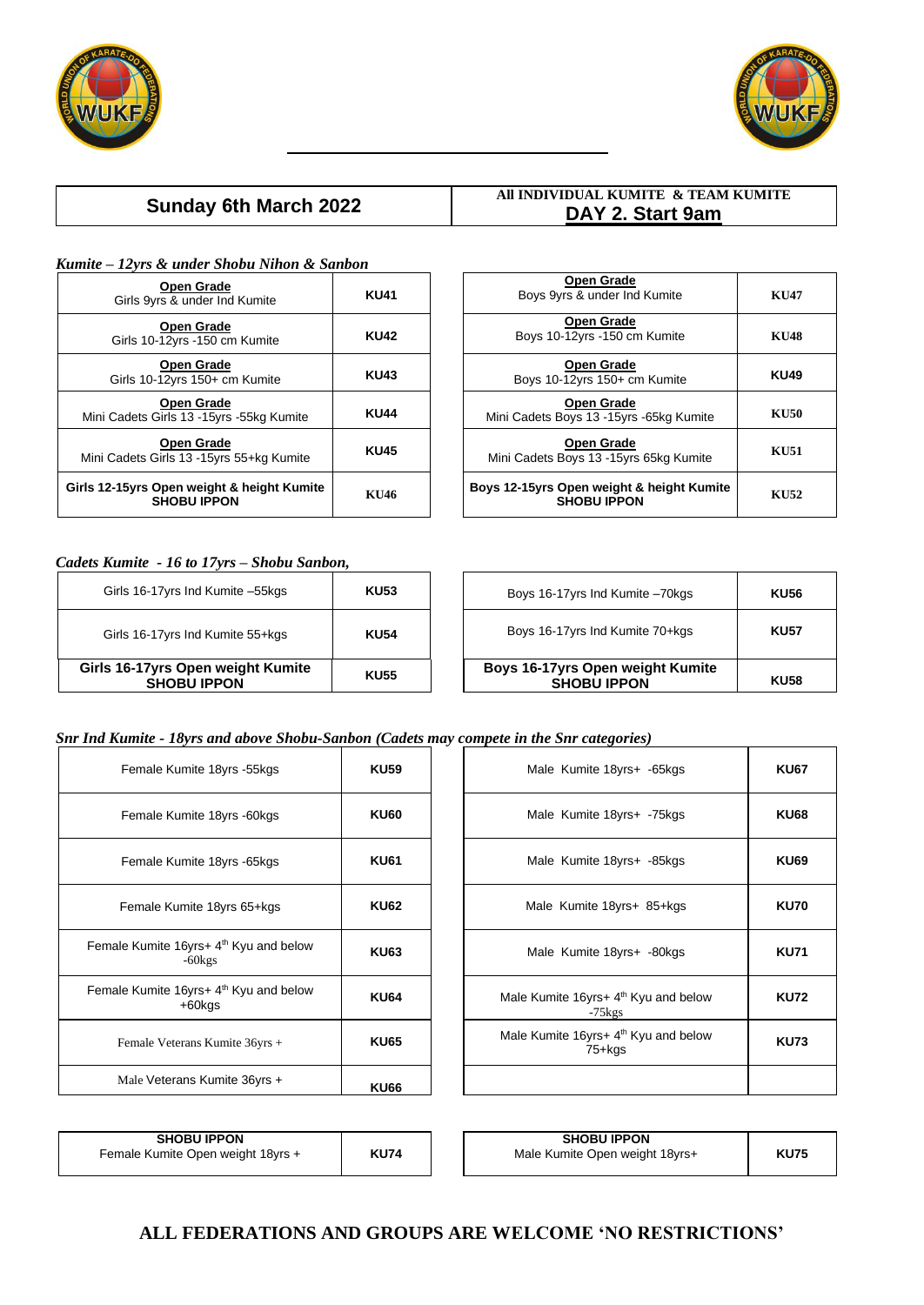| Sunday 6th March 2022 | All INDIVIDUAL KUMITE & TEAM KUMITE **DAY 2. Start 9am** |
|---|---|

*Kumite – 12yrs & under Shobu Nihon & Sanbon*

| Category | Code | Category | Code |
|---|---|---|---|
| **Open Grade** Girls 9yrs & under Ind Kumite | **KU41** | **Open Grade** Boys 9yrs & under Ind Kumite | **KU47** |
| **Open Grade** Girls 10-12yrs -150 cm Kumite | **KU42** | **Open Grade** Boys 10-12yrs -150 cm Kumite | **KU48** |
| **Open Grade** Girls 10-12yrs 150+ cm Kumite | **KU43** | **Open Grade** Boys 10-12yrs 150+ cm Kumite | **KU49** |
| **Open Grade** Mini Cadets Girls 13 -15yrs -55kg Kumite | **KU44** | **Open Grade** Mini Cadets Boys 13 -15yrs -65kg Kumite | **KU50** |
| **Open Grade** Mini Cadets Girls 13 -15yrs 55+kg Kumite | **KU45** | **Open Grade** Mini Cadets Boys 13 -15yrs 65kg Kumite | **KU51** |
| **Girls 12-15yrs Open weight & height Kumite SHOBU IPPON** | **KU46** | **Boys 12-15yrs Open weight & height Kumite SHOBU IPPON** | **KU52** |

*Cadets Kumite - 16 to 17yrs – Shobu Sanbon,*

| Category | Code | Category | Code |
|---|---|---|---|
| Girls 16-17yrs Ind Kumite –55kgs | **KU53** | Boys 16-17yrs Ind Kumite –70kgs | **KU56** |
| Girls 16-17yrs Ind Kumite 55+kgs | **KU54** | Boys 16-17yrs Ind Kumite 70+kgs | **KU57** |
| **Girls 16-17yrs Open weight Kumite SHOBU IPPON** | **KU55** | **Boys 16-17yrs Open weight Kumite SHOBU IPPON** | **KU58** |

*Snr Ind Kumite - 18yrs and above Shobu-Sanbon (Cadets may compete in the Snr categories)*

| Category | Code | Category | Code |
|---|---|---|---|
| Female Kumite 18yrs -55kgs | **KU59** | Male Kumite 18yrs+ -65kgs | **KU67** |
| Female Kumite 18yrs -60kgs | **KU60** | Male Kumite 18yrs+ -75kgs | **KU68** |
| Female Kumite 18yrs -65kgs | **KU61** | Male Kumite 18yrs+ -85kgs | **KU69** |
| Female Kumite 18yrs 65+kgs | **KU62** | Male Kumite 18yrs+ 85+kgs | **KU70** |
| Female Kumite 16yrs+ 4th Kyu and below -60kgs | **KU63** | Male Kumite 18yrs+ -80kgs | **KU71** |
| Female Kumite 16yrs+ 4th Kyu and below +60kgs | **KU64** | Male Kumite 16yrs+ 4th Kyu and below -75kgs | **KU72** |
| Female Veterans Kumite 36yrs + | **KU65** | Male Kumite 16yrs+ 4th Kyu and below 75+kgs | **KU73** |
| Male Veterans Kumite 36yrs + | **KU66** | | |

| Category | Code | Category | Code |
|---|---|---|---|
| **SHOBU IPPON** Female Kumite Open weight 18yrs + | **KU74** | **SHOBU IPPON** Male Kumite Open weight 18yrs+ | **KU75** |

**ALL FEDERATIONS AND GROUPS ARE WELCOME 'NO RESTRICTIONS'**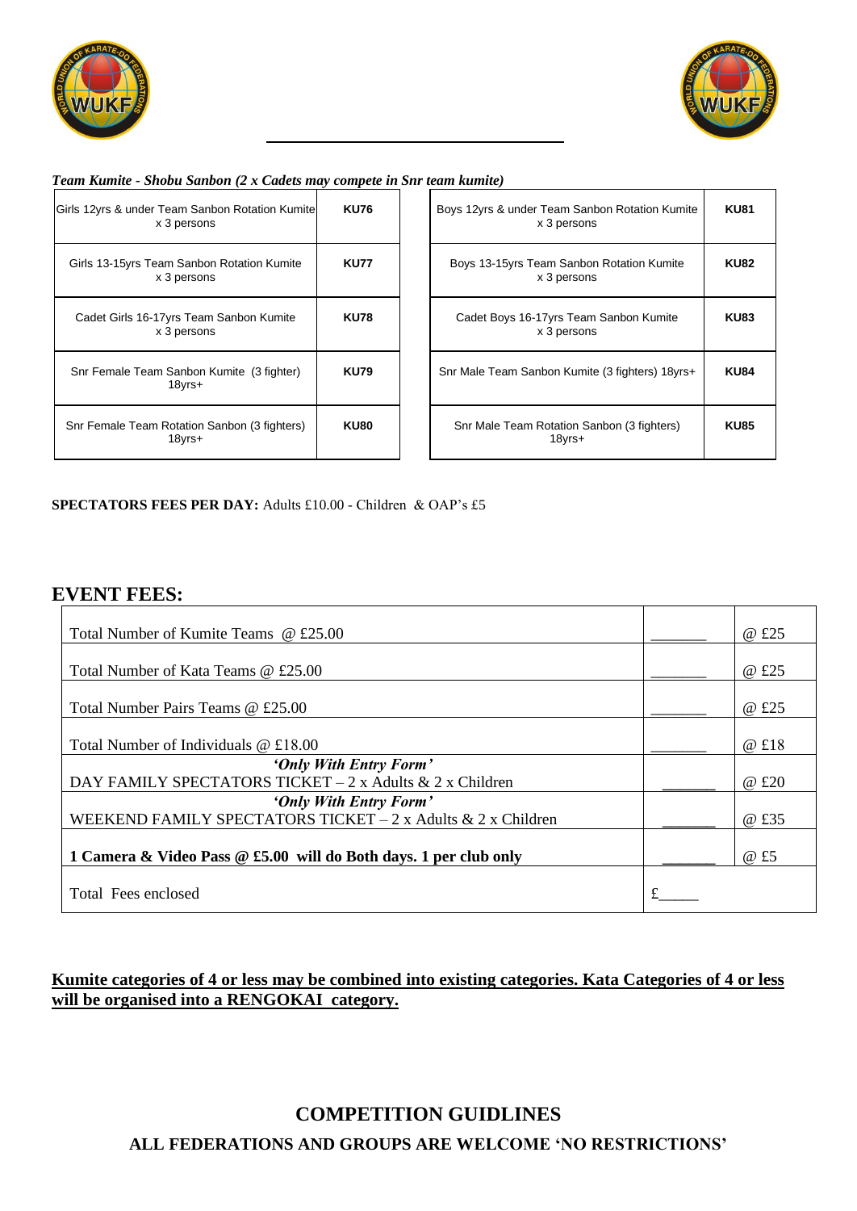***Team Kumite - Shobu Sanbon (2 x Cadets may compete in Snr team kumite)***

| Girls 12yrs & under Team Sanbon Rotation Kumite x 3 persons | **KU76** | Boys 12yrs & under Team Sanbon Rotation Kumite x 3 persons | **KU81** |
|---|---|---|---|
| Girls 13-15yrs Team Sanbon Rotation Kumite x 3 persons | **KU77** | Boys 13-15yrs Team Sanbon Rotation Kumite x 3 persons | **KU82** |
| Cadet Girls 16-17yrs Team Sanbon Kumite x 3 persons | **KU78** | Cadet Boys 16-17yrs Team Sanbon Kumite x 3 persons | **KU83** |
| Snr Female Team Sanbon Kumite (3 fighter) 18yrs+ | **KU79** | Snr Male Team Sanbon Kumite (3 fighters) 18yrs+ | **KU84** |
| Snr Female Team Rotation Sanbon (3 fighters) 18yrs+ | **KU80** | Snr Male Team Rotation Sanbon (3 fighters) 18yrs+ | **KU85** |

**SPECTATORS FEES PER DAY:** Adults £10.00 - Children & OAP's £5

## EVENT FEES:

| | | |
|---|---|---|
| Total Number of Kumite Teams @ £25.00 | _______ | @ £25 |
| Total Number of Kata Teams @ £25.00 | _______ | @ £25 |
| Total Number Pairs Teams @ £25.00 | _______ | @ £25 |
| Total Number of Individuals @ £18.00 | _______ | @ £18 |
| ***'Only With Entry Form'*** DAY FAMILY SPECTATORS TICKET – 2 x Adults & 2 x Children | _______ | @ £20 |
| ***'Only With Entry Form'*** WEEKEND FAMILY SPECTATORS TICKET – 2 x Adults & 2 x Children | _______ | @ £35 |
| **1 Camera & Video Pass @ £5.00 will do Both days. 1 per club only** | _______ | @ £5 |
| Total Fees enclosed | £_____ | |

**Kumite categories of 4 or less may be combined into existing categories. Kata Categories of 4 or less will be organised into a RENGOKAI category.**

## COMPETITION GUIDLINES

### ALL FEDERATIONS AND GROUPS ARE WELCOME 'NO RESTRICTIONS'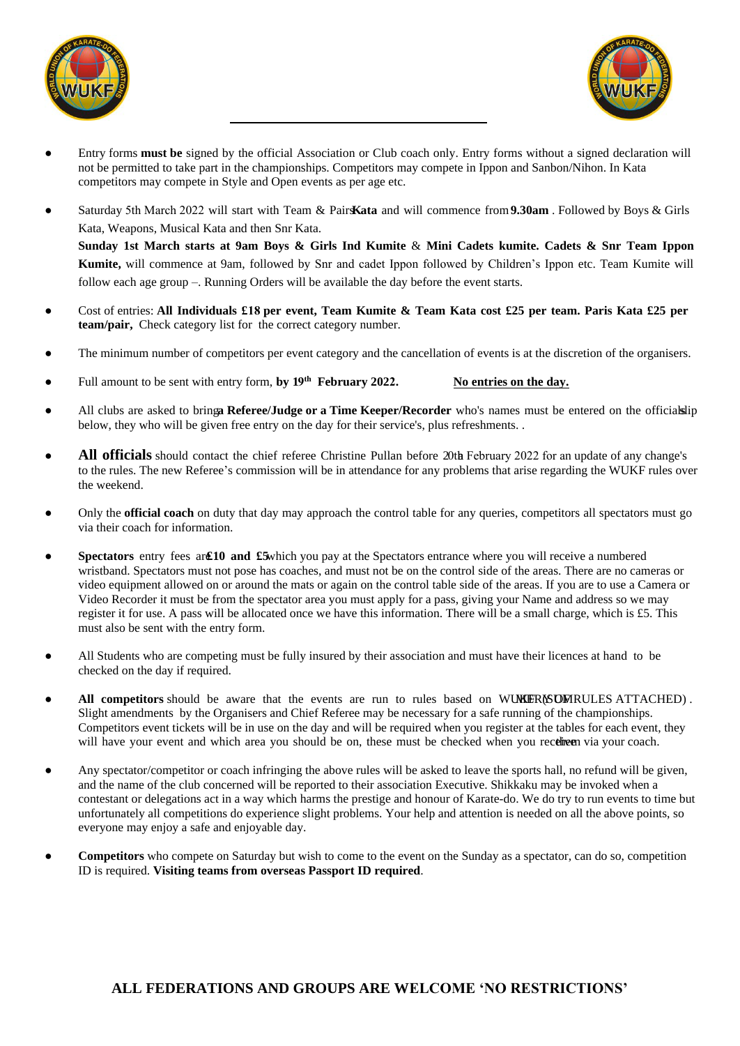- Entry forms **must be** signed by the official Association or Club coach only. Entry forms without a signed declaration will not be permitted to take part in the championships. Competitors may compete in Ippon and Sanbon/Nihon. In Kata competitors may compete in Style and Open events as per age etc.

- Saturday 5th March 2022 will start with Team & Pairs **Kata** and will commence from **9.30am** . Followed by Boys & Girls Kata, Weapons, Musical Kata and then Snr Kata.
  **Sunday 1st March starts at 9am Boys & Girls Ind Kumite** & **Mini Cadets kumite. Cadets & Snr Team Ippon Kumite,** will commence at 9am, followed by Snr and cadet Ippon followed by Children's Ippon etc. Team Kumite will follow each age group –. Running Orders will be available the day before the event starts.

- Cost of entries: **All Individuals £18 per event, Team Kumite & Team Kata cost £25 per team. Paris Kata £25 per team/pair,** Check category list for the correct category number.

- The minimum number of competitors per event category and the cancellation of events is at the discretion of the organisers.

- Full amount to be sent with entry form, **by 19th February 2022.** <u>**No entries on the day.**</u>

- All clubs are asked to bring **a Referee/Judge or a Time Keeper/Recorder** who's names must be entered on the officials slip below, they who will be given free entry on the day for their service's, plus refreshments. .

- **All officials** should contact the chief referee Christine Pullan before 20th February 2022 for an update of any change's to the rules. The new Referee's commission will be in attendance for any problems that arise regarding the WUKF rules over the weekend.

- Only the **official coach** on duty that day may approach the control table for any queries, competitors all spectators must go via their coach for information.

- **Spectators** entry fees are **£10 and £5** which you pay at the Spectators entrance where you will receive a numbered wristband. Spectators must not pose has coaches, and must not be on the control side of the areas. There are no cameras or video equipment allowed on or around the mats or again on the control table side of the areas. If you are to use a Camera or Video Recorder it must be from the spectator area you must apply for a pass, giving your Name and address so we may register it for use. A pass will be allocated once we have this information. There will be a small charge, which is £5. This must also be sent with the entry form.

- All Students who are competing must be fully insured by their association and must have their licences at hand to be checked on the day if required.

- **All competitors** should be aware that the events are run to rules based on WUKF RULES (SUMMARY OF RULES ATTACHED) . Slight amendments by the Organisers and Chief Referee may be necessary for a safe running of the championships. Competitors event tickets will be in use on the day and will be required when you register at the tables for each event, they will have your event and which area you should be on, these must be checked when you receive them via your coach.

- Any spectator/competitor or coach infringing the above rules will be asked to leave the sports hall, no refund will be given, and the name of the club concerned will be reported to their association Executive. Shikkaku may be invoked when a contestant or delegations act in a way which harms the prestige and honour of Karate-do. We do try to run events to time but unfortunately all competitions do experience slight problems. Your help and attention is needed on all the above points, so everyone may enjoy a safe and enjoyable day.

- **Competitors** who compete on Saturday but wish to come to the event on the Sunday as a spectator, can do so, competition ID is required. **Visiting teams from overseas Passport ID required**.

**ALL FEDERATIONS AND GROUPS ARE WELCOME 'NO RESTRICTIONS'**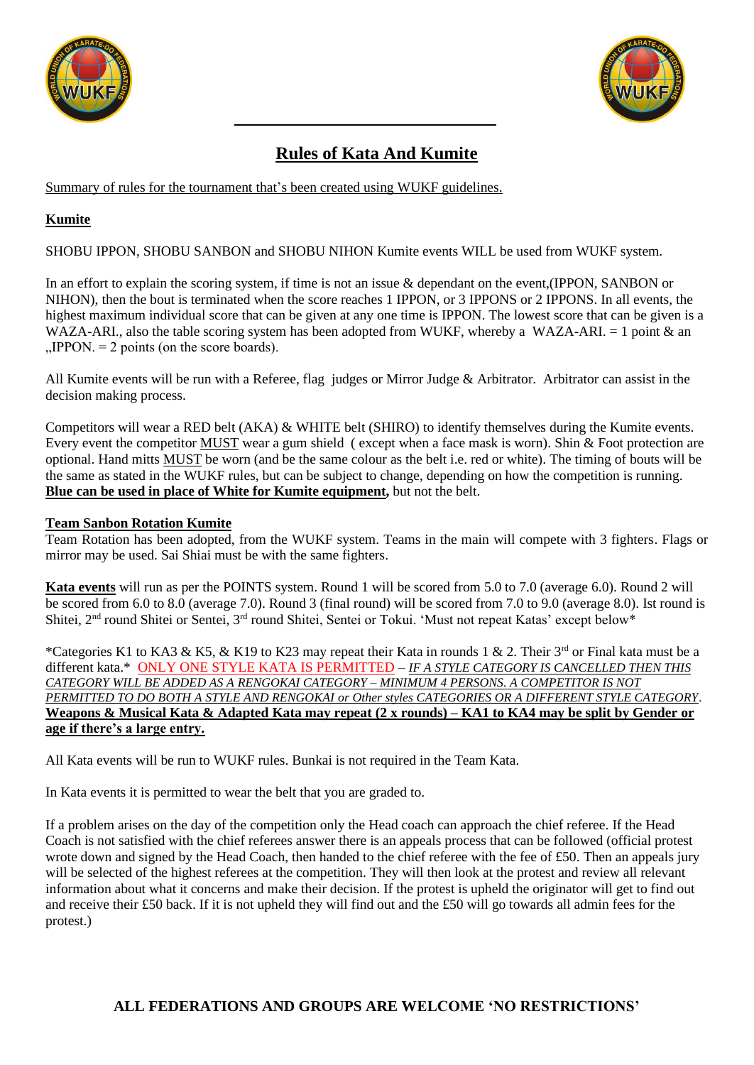# Rules of Kata And Kumite

Summary of rules for the tournament that's been created using WUKF guidelines.

## Kumite

SHOBU IPPON, SHOBU SANBON and SHOBU NIHON Kumite events WILL be used from WUKF system.

In an effort to explain the scoring system, if time is not an issue & dependant on the event,(IPPON, SANBON or NIHON), then the bout is terminated when the score reaches 1 IPPON, or 3 IPPONS or 2 IPPONS. In all events, the highest maximum individual score that can be given at any one time is IPPON. The lowest score that can be given is a WAZA-ARI., also the table scoring system has been adopted from WUKF, whereby a WAZA-ARI. = 1 point & an „IPPON. = 2 points (on the score boards).

All Kumite events will be run with a Referee, flag judges or Mirror Judge & Arbitrator. Arbitrator can assist in the decision making process.

Competitors will wear a RED belt (AKA) & WHITE belt (SHIRO) to identify themselves during the Kumite events. Every event the competitor MUST wear a gum shield ( except when a face mask is worn). Shin & Foot protection are optional. Hand mitts MUST be worn (and be the same colour as the belt i.e. red or white). The timing of bouts will be the same as stated in the WUKF rules, but can be subject to change, depending on how the competition is running. **Blue can be used in place of White for Kumite equipment,** but not the belt.

## Team Sanbon Rotation Kumite

Team Rotation has been adopted, from the WUKF system. Teams in the main will compete with 3 fighters. Flags or mirror may be used. Sai Shiai must be with the same fighters.

**Kata events** will run as per the POINTS system. Round 1 will be scored from 5.0 to 7.0 (average 6.0). Round 2 will be scored from 6.0 to 8.0 (average 7.0). Round 3 (final round) will be scored from 7.0 to 9.0 (average 8.0). Ist round is Shitei, 2nd round Shitei or Sentei, 3rd round Shitei, Sentei or Tokui. 'Must not repeat Katas' except below*

*Categories K1 to KA3 & K5, & K19 to K23 may repeat their Kata in rounds 1 & 2. Their 3rd or Final kata must be a different kata.* ONLY ONE STYLE KATA IS PERMITTED – *IF A STYLE CATEGORY IS CANCELLED THEN THIS CATEGORY WILL BE ADDED AS A RENGOKAI CATEGORY – MINIMUM 4 PERSONS. A COMPETITOR IS NOT PERMITTED TO DO BOTH A STYLE AND RENGOKAI or Other styles CATEGORIES OR A DIFFERENT STYLE CATEGORY*. **Weapons & Musical Kata & Adapted Kata may repeat (2 x rounds) – KA1 to KA4 may be split by Gender or age if there's a large entry.**

All Kata events will be run to WUKF rules. Bunkai is not required in the Team Kata.

In Kata events it is permitted to wear the belt that you are graded to.

If a problem arises on the day of the competition only the Head coach can approach the chief referee. If the Head Coach is not satisfied with the chief referees answer there is an appeals process that can be followed (official protest wrote down and signed by the Head Coach, then handed to the chief referee with the fee of £50. Then an appeals jury will be selected of the highest referees at the competition. They will then look at the protest and review all relevant information about what it concerns and make their decision. If the protest is upheld the originator will get to find out and receive their £50 back. If it is not upheld they will find out and the £50 will go towards all admin fees for the protest.)

**ALL FEDERATIONS AND GROUPS ARE WELCOME 'NO RESTRICTIONS'**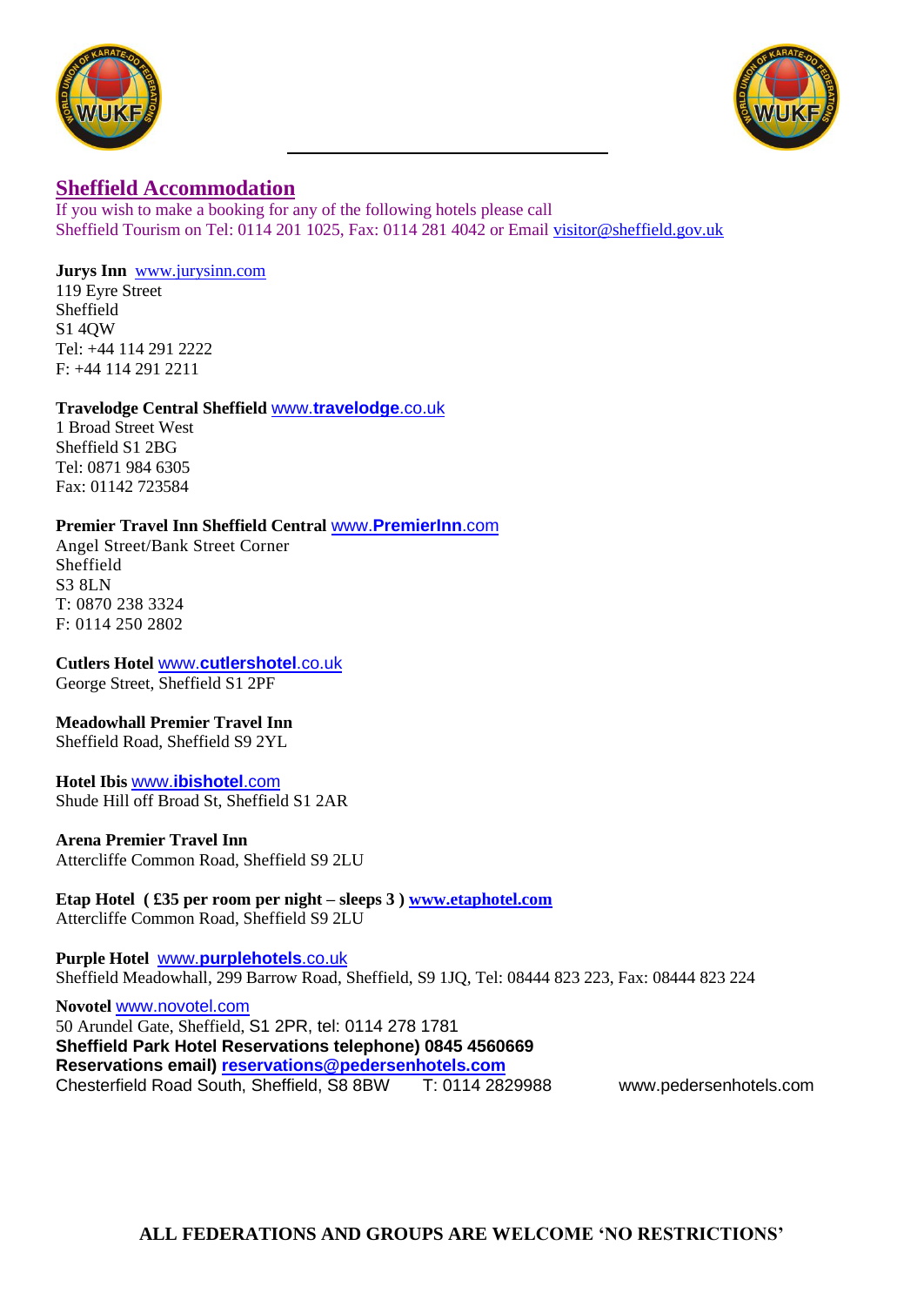## Sheffield Accommodation

If you wish to make a booking for any of the following hotels please call Sheffield Tourism on Tel: 0114 201 1025, Fax: 0114 281 4042 or Email visitor@sheffield.gov.uk

**Jurys Inn** www.jurysinn.com
119 Eyre Street
Sheffield
S1 4QW
Tel: +44 114 291 2222
F: +44 114 291 2211

**Travelodge Central Sheffield** www.**travelodge**.co.uk
1 Broad Street West
Sheffield S1 2BG
Tel: 0871 984 6305
Fax: 01142 723584

**Premier Travel Inn Sheffield Central** www.**PremierInn**.com
Angel Street/Bank Street Corner
Sheffield
S3 8LN
T: 0870 238 3324
F: 0114 250 2802

**Cutlers Hotel** www.**cutlershotel**.co.uk
George Street, Sheffield S1 2PF

**Meadowhall Premier Travel Inn**
Sheffield Road, Sheffield S9 2YL

**Hotel Ibis** www.**ibishotel**.com
Shude Hill off Broad St, Sheffield S1 2AR

**Arena Premier Travel Inn**
Attercliffe Common Road, Sheffield S9 2LU

**Etap Hotel ( £35 per room per night – sleeps 3 ) www.etaphotel.com**
Attercliffe Common Road, Sheffield S9 2LU

**Purple Hotel** www.**purplehotels**.co.uk
Sheffield Meadowhall, 299 Barrow Road, Sheffield, S9 1JQ, Tel: 08444 823 223, Fax: 08444 823 224

**Novotel** www.novotel.com
50 Arundel Gate, Sheffield, S1 2PR, tel: 0114 278 1781
**Sheffield Park Hotel Reservations telephone) 0845 4560669**
**Reservations email) reservations@pedersenhotels.com**
Chesterfield Road South, Sheffield, S8 8BW T: 0114 2829988 www.pedersenhotels.com

**ALL FEDERATIONS AND GROUPS ARE WELCOME 'NO RESTRICTIONS'**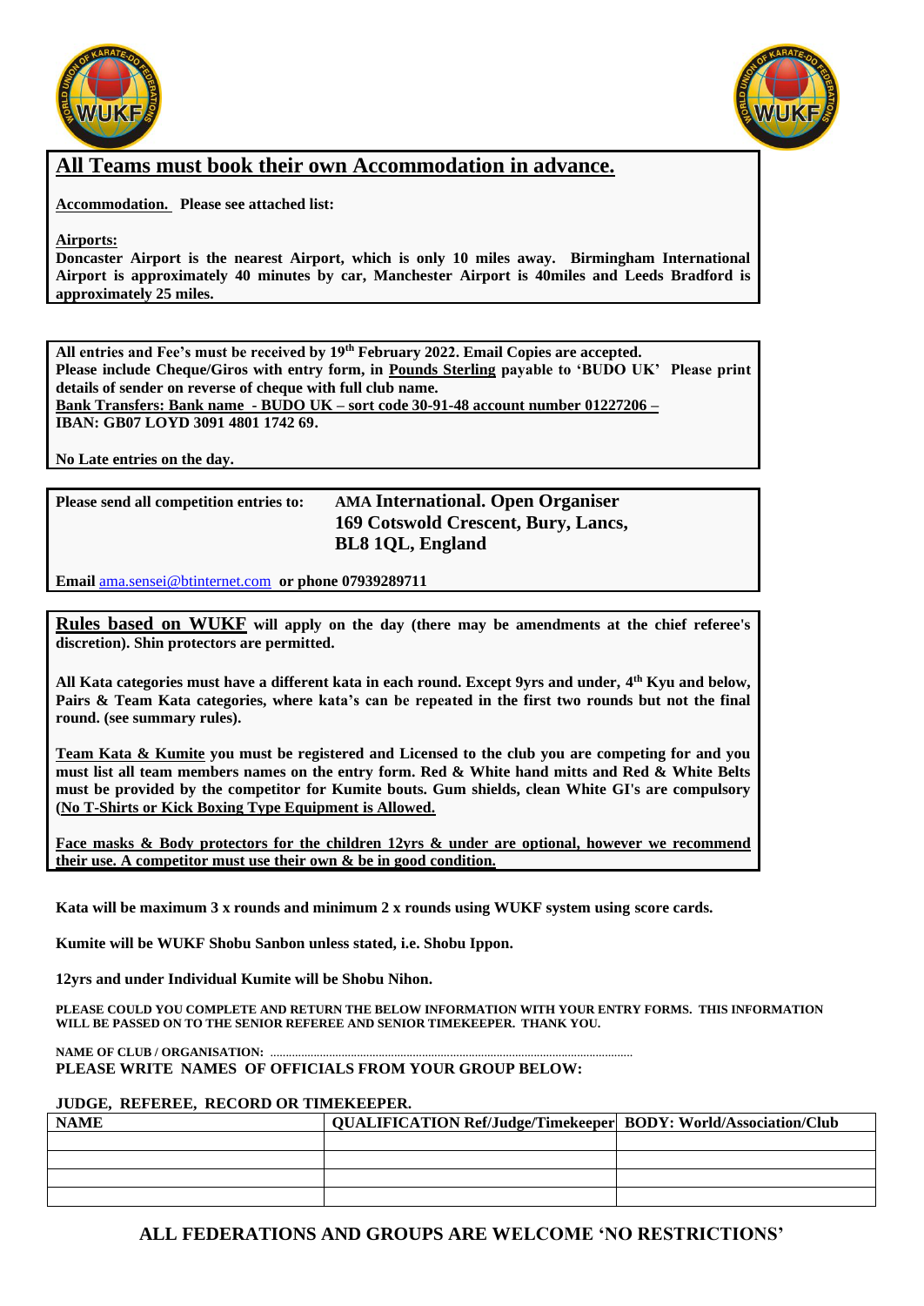## All Teams must book their own Accommodation in advance.

**Accommodation. Please see attached list:**

**Airports:**
**Doncaster Airport is the nearest Airport, which is only 10 miles away. Birmingham International Airport is approximately 40 minutes by car, Manchester Airport is 40miles and Leeds Bradford is approximately 25 miles.**

**All entries and Fee's must be received by 19th February 2022. Email Copies are accepted.**
**Please include Cheque/Giros with entry form, in Pounds Sterling payable to 'BUDO UK' Please print details of sender on reverse of cheque with full club name.**
**Bank Transfers: Bank name - BUDO UK – sort code 30-91-48 account number 01227206 –**
**IBAN: GB07 LOYD 3091 4801 1742 69.**

**No Late entries on the day.**

**Please send all competition entries to:** **AMA International. Open Organiser**
**169 Cotswold Crescent, Bury, Lancs,**
**BL8 1QL, England**

**Email** ama.sensei@btinternet.com **or phone 07939289711**

**Rules based on WUKF will apply on the day (there may be amendments at the chief referee's discretion). Shin protectors are permitted.**

**All Kata categories must have a different kata in each round. Except 9yrs and under, 4th Kyu and below, Pairs & Team Kata categories, where kata's can be repeated in the first two rounds but not the final round. (see summary rules).**

**Team Kata & Kumite you must be registered and Licensed to the club you are competing for and you must list all team members names on the entry form. Red & White hand mitts and Red & White Belts must be provided by the competitor for Kumite bouts. Gum shields, clean White GI's are compulsory (No T-Shirts or Kick Boxing Type Equipment is Allowed.**

**Face masks & Body protectors for the children 12yrs & under are optional, however we recommend their use. A competitor must use their own & be in good condition.**

**Kata will be maximum 3 x rounds and minimum 2 x rounds using WUKF system using score cards.**

**Kumite will be WUKF Shobu Sanbon unless stated, i.e. Shobu Ippon.**

**12yrs and under Individual Kumite will be Shobu Nihon.**

**PLEASE COULD YOU COMPLETE AND RETURN THE BELOW INFORMATION WITH YOUR ENTRY FORMS. THIS INFORMATION WILL BE PASSED ON TO THE SENIOR REFEREE AND SENIOR TIMEKEEPER. THANK YOU.**

**NAME OF CLUB / ORGANISATION:** ....................................................................................................................

**PLEASE WRITE NAMES OF OFFICIALS FROM YOUR GROUP BELOW:**

**JUDGE, REFEREE, RECORD OR TIMEKEEPER.**

| NAME | QUALIFICATION Ref/Judge/Timekeeper | BODY: World/Association/Club |
|---|---|---|
| | | |
| | | |
| | | |
| | | |

**ALL FEDERATIONS AND GROUPS ARE WELCOME 'NO RESTRICTIONS'**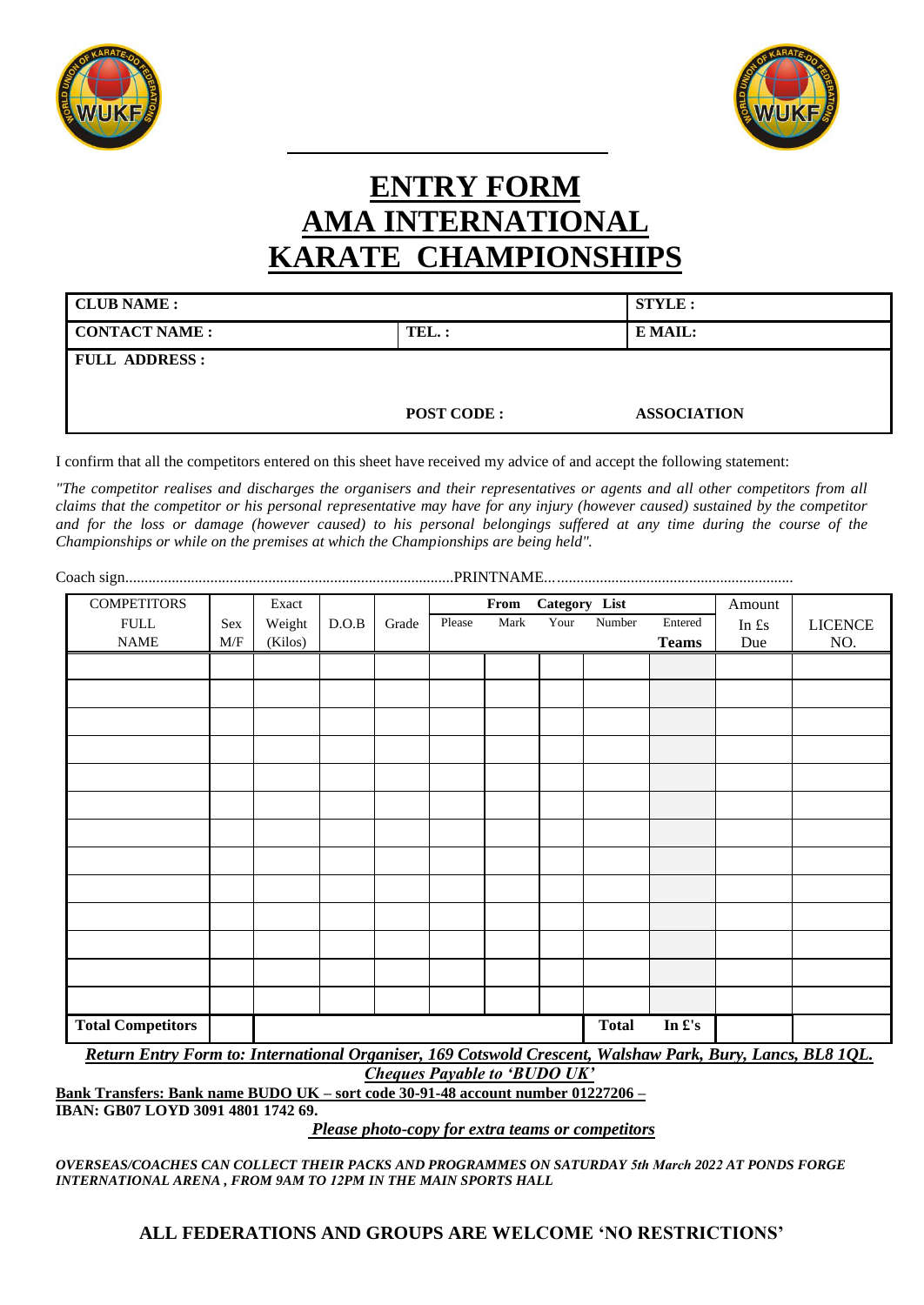# ENTRY FORM
# AMA INTERNATIONAL
# KARATE CHAMPIONSHIPS

| **CLUB NAME :** | | **STYLE :** |
|---|---|---|
| **CONTACT NAME :** | **TEL. :** | **E MAIL:** |
| **FULL ADDRESS :** | **POST CODE :** | **ASSOCIATION** |

I confirm that all the competitors entered on this sheet have received my advice of and accept the following statement:

*"The competitor realises and discharges the organisers and their representatives or agents and all other competitors from all claims that the competitor or his personal representative may have for any injury (however caused) sustained by the competitor and for the loss or damage (however caused) to his personal belongings suffered at any time during the course of the Championships or while on the premises at which the Championships are being held".*

Coach sign.....................................................................................PRINTNAME….........................................................

| COMPETITORS FULL NAME | Sex M/F | Exact Weight (Kilos) | D.O.B | Grade | Please | **From** Mark | **Category** Your | **List** Number | Entered **Teams** | Amount In £s Due | LICENCE NO. |
|---|---|---|---|---|---|---|---|---|---|---|---|
| | | | | | | | | | | | |
| | | | | | | | | | | | |
| | | | | | | | | | | | |
| | | | | | | | | | | | |
| | | | | | | | | | | | |
| | | | | | | | | | | | |
| | | | | | | | | | | | |
| | | | | | | | | | | | |
| | | | | | | | | | | | |
| | | | | | | | | | | | |
| | | | | | | | | | | | |
| | | | | | | | | | | | |
| | | | | | | | | | | | |
| **Total Competitors** | | | | | | | | **Total** | **In £'s** | | |

***Return Entry Form to: International Organiser, 169 Cotswold Crescent, Walshaw Park, Bury, Lancs, BL8 1QL.***

***Cheques Payable to 'BUDO UK'***

**Bank Transfers: Bank name BUDO UK – sort code 30-91-48 account number 01227206 –**
**IBAN: GB07 LOYD 3091 4801 1742 69.**

***Please photo-copy for extra teams or competitors***

***OVERSEAS/COACHES CAN COLLECT THEIR PACKS AND PROGRAMMES ON SATURDAY 5th March 2022 AT PONDS FORGE INTERNATIONAL ARENA , FROM 9AM TO 12PM IN THE MAIN SPORTS HALL***

**ALL FEDERATIONS AND GROUPS ARE WELCOME 'NO RESTRICTIONS'**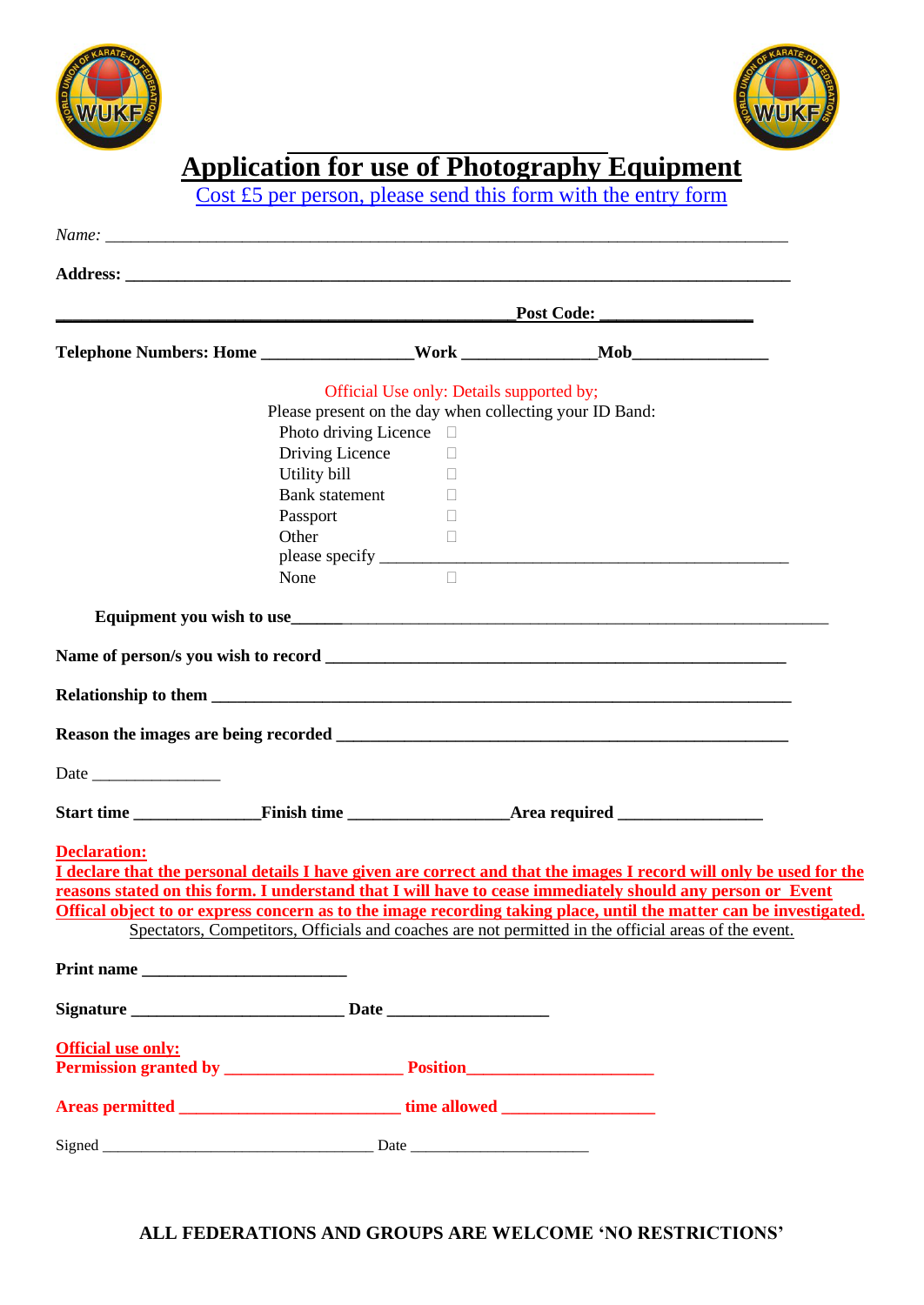# Application for use of Photography Equipment

Cost £5 per person, please send this form with the entry form

*Name:* ______________________________________________________________________________

**Address:** ____________________________________________________________________________

______________________________________________________**Post Code:** _________________

**Telephone Numbers: Home** _________________**Work** _______________**Mob**_______________

Official Use only: Details supported by;

Please present on the day when collecting your ID Band:

- Photo driving Licence ☐
- Driving Licence ☐
- Utility bill ☐
- Bank statement ☐
- Passport ☐
- Other ☐
- please specify ________________________________________________
- None ☐

**Equipment you wish to use**_______________________________________________________________

**Name of person/s you wish to record** ______________________________________________________

**Relationship to them** __________________________________________________________________

**Reason the images are being recorded** _____________________________________________________

Date _______________

**Start time** ______________**Finish time** __________________**Area required** ________________

**Declaration:**

**I declare that the personal details I have given are correct and that the images I record will only be used for the reasons stated on this form. I understand that I will have to cease immediately should any person or Event Offical object to or express concern as to the image recording taking place, until the matter can be investigated.**

Spectators, Competitors, Officials and coaches are not permitted in the official areas of the event.

**Print name** ________________________

**Signature** _________________________ **Date** ___________________

**Official use only:**

**Permission granted by** _____________________ **Position**______________________

**Areas permitted** __________________________ **time allowed** __________________

Signed ________________________________ Date _____________________

**ALL FEDERATIONS AND GROUPS ARE WELCOME 'NO RESTRICTIONS'**